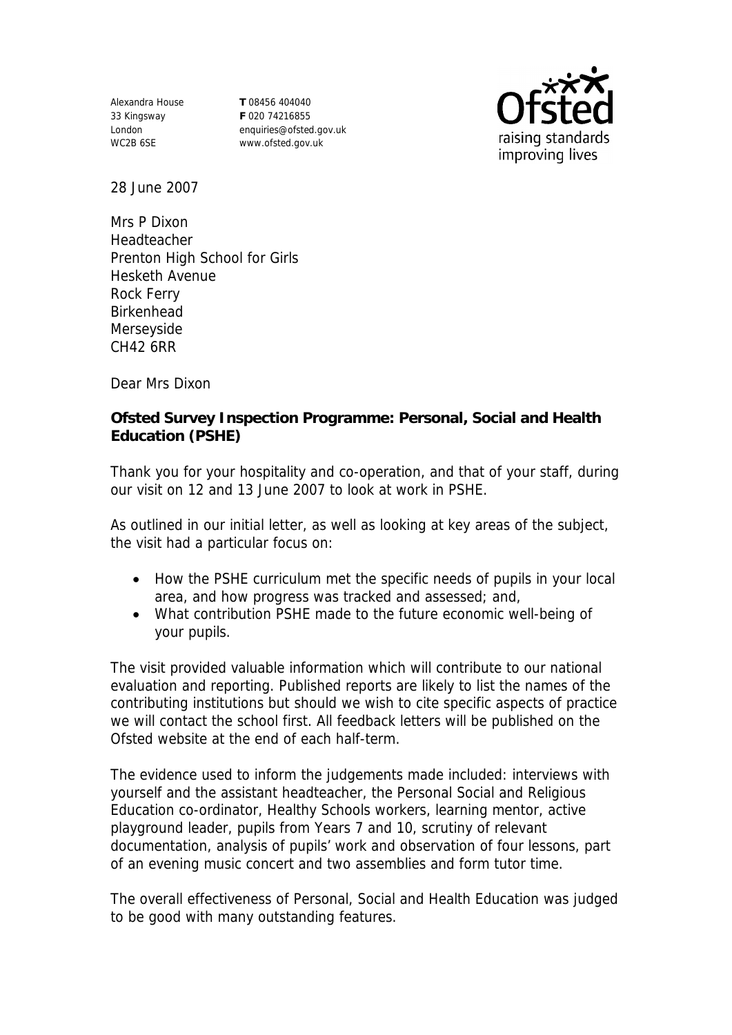Alexandra House
33 Kingsway
London
WC2B 6SE

**T** 08456 404040
**F** 020 74216855
enquiries@ofsted.gov.uk
www.ofsted.gov.uk

Ofsted
raising standards
improving lives

28 June 2007

Mrs P Dixon
Headteacher
Prenton High School for Girls
Hesketh Avenue
Rock Ferry
Birkenhead
Merseyside
CH42 6RR

Dear Mrs Dixon

**Ofsted Survey Inspection Programme: Personal, Social and Health Education (PSHE)**

Thank you for your hospitality and co-operation, and that of your staff, during our visit on 12 and 13 June 2007 to look at work in PSHE.

As outlined in our initial letter, as well as looking at key areas of the subject, the visit had a particular focus on:

- How the PSHE curriculum met the specific needs of pupils in your local area, and how progress was tracked and assessed; and,
- What contribution PSHE made to the future economic well-being of your pupils.

The visit provided valuable information which will contribute to our national evaluation and reporting. Published reports are likely to list the names of the contributing institutions but should we wish to cite specific aspects of practice we will contact the school first. All feedback letters will be published on the Ofsted website at the end of each half-term.

The evidence used to inform the judgements made included: interviews with yourself and the assistant headteacher, the Personal Social and Religious Education co-ordinator, Healthy Schools workers, learning mentor, active playground leader, pupils from Years 7 and 10, scrutiny of relevant documentation, analysis of pupils' work and observation of four lessons, part of an evening music concert and two assemblies and form tutor time.

The overall effectiveness of Personal, Social and Health Education was judged to be good with many outstanding features.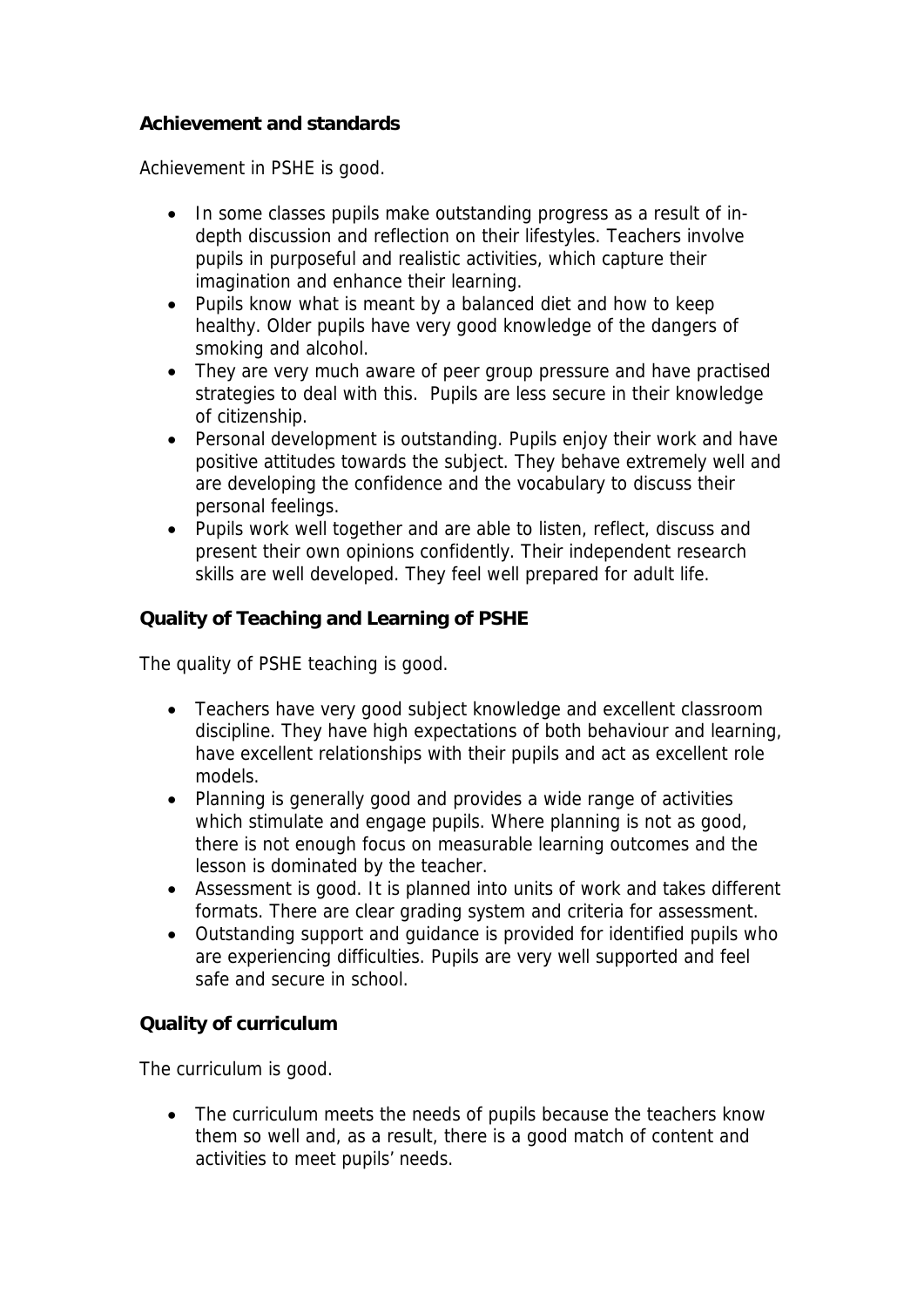**Achievement and standards**

Achievement in PSHE is good.

- In some classes pupils make outstanding progress as a result of in-depth discussion and reflection on their lifestyles. Teachers involve pupils in purposeful and realistic activities, which capture their imagination and enhance their learning.
- Pupils know what is meant by a balanced diet and how to keep healthy. Older pupils have very good knowledge of the dangers of smoking and alcohol.
- They are very much aware of peer group pressure and have practised strategies to deal with this. Pupils are less secure in their knowledge of citizenship.
- Personal development is outstanding. Pupils enjoy their work and have positive attitudes towards the subject. They behave extremely well and are developing the confidence and the vocabulary to discuss their personal feelings.
- Pupils work well together and are able to listen, reflect, discuss and present their own opinions confidently. Their independent research skills are well developed. They feel well prepared for adult life.

**Quality of Teaching and Learning of PSHE**

The quality of PSHE teaching is good.

- Teachers have very good subject knowledge and excellent classroom discipline. They have high expectations of both behaviour and learning, have excellent relationships with their pupils and act as excellent role models.
- Planning is generally good and provides a wide range of activities which stimulate and engage pupils. Where planning is not as good, there is not enough focus on measurable learning outcomes and the lesson is dominated by the teacher.
- Assessment is good. It is planned into units of work and takes different formats. There are clear grading system and criteria for assessment.
- Outstanding support and guidance is provided for identified pupils who are experiencing difficulties. Pupils are very well supported and feel safe and secure in school.

**Quality of curriculum**

The curriculum is good.

- The curriculum meets the needs of pupils because the teachers know them so well and, as a result, there is a good match of content and activities to meet pupils' needs.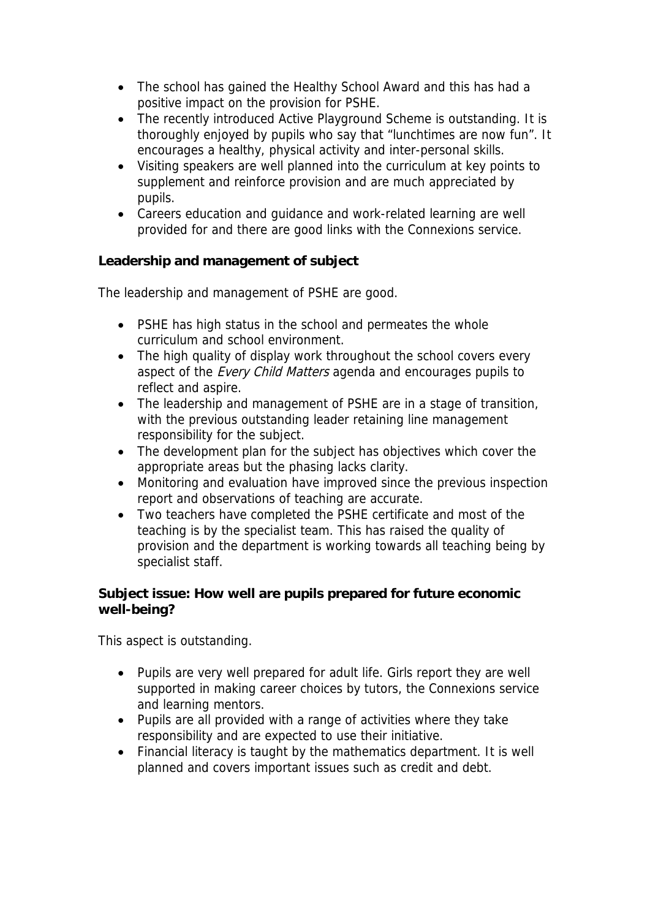- The school has gained the Healthy School Award and this has had a positive impact on the provision for PSHE.
- The recently introduced Active Playground Scheme is outstanding. It is thoroughly enjoyed by pupils who say that "lunchtimes are now fun". It encourages a healthy, physical activity and inter-personal skills.
- Visiting speakers are well planned into the curriculum at key points to supplement and reinforce provision and are much appreciated by pupils.
- Careers education and guidance and work-related learning are well provided for and there are good links with the Connexions service.

**Leadership and management of subject**

The leadership and management of PSHE are good.

- PSHE has high status in the school and permeates the whole curriculum and school environment.
- The high quality of display work throughout the school covers every aspect of the *Every Child Matters* agenda and encourages pupils to reflect and aspire.
- The leadership and management of PSHE are in a stage of transition, with the previous outstanding leader retaining line management responsibility for the subject.
- The development plan for the subject has objectives which cover the appropriate areas but the phasing lacks clarity.
- Monitoring and evaluation have improved since the previous inspection report and observations of teaching are accurate.
- Two teachers have completed the PSHE certificate and most of the teaching is by the specialist team. This has raised the quality of provision and the department is working towards all teaching being by specialist staff.

**Subject issue: How well are pupils prepared for future economic well-being?**

This aspect is outstanding.

- Pupils are very well prepared for adult life. Girls report they are well supported in making career choices by tutors, the Connexions service and learning mentors.
- Pupils are all provided with a range of activities where they take responsibility and are expected to use their initiative.
- Financial literacy is taught by the mathematics department. It is well planned and covers important issues such as credit and debt.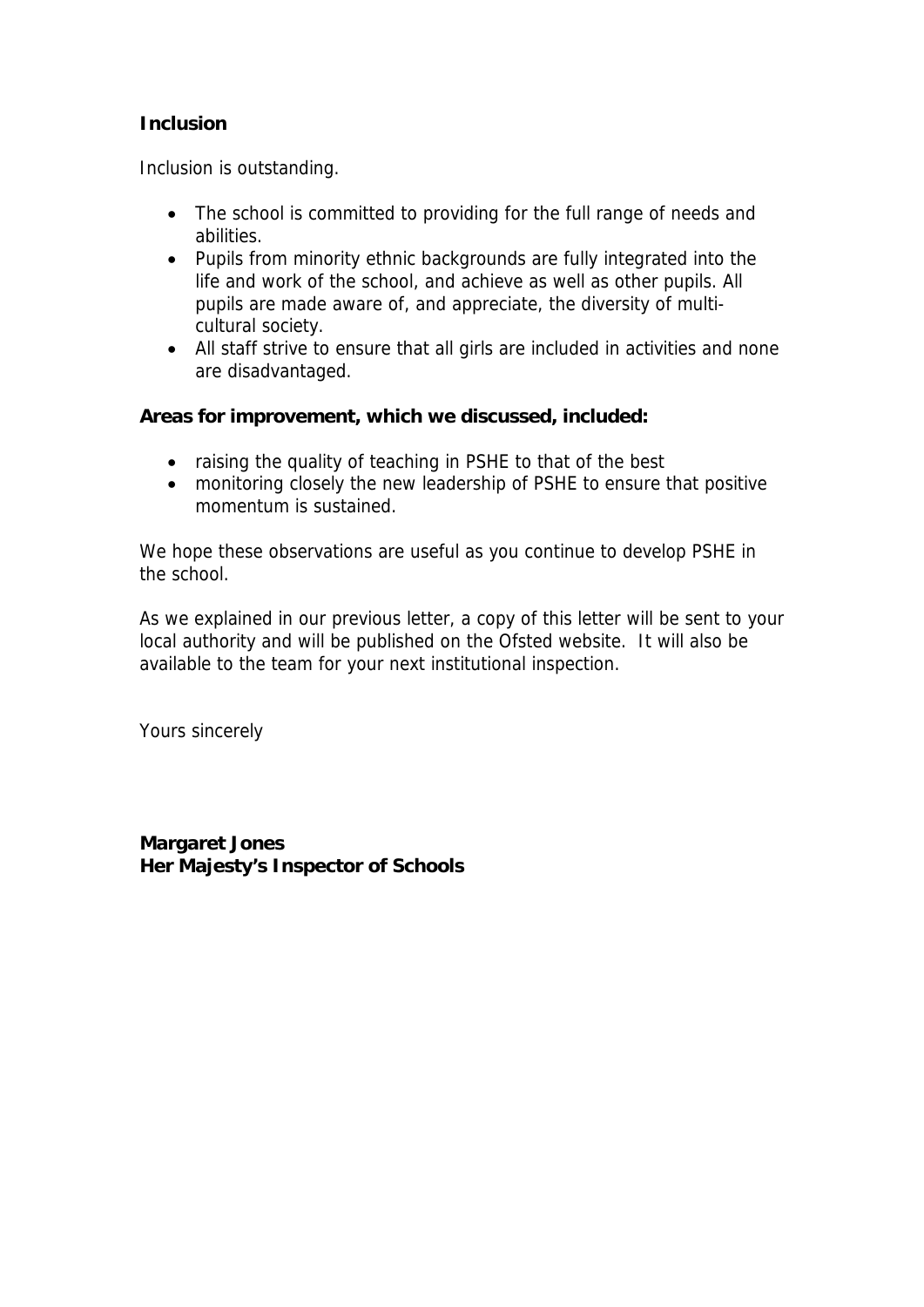**Inclusion**

Inclusion is outstanding.

- The school is committed to providing for the full range of needs and abilities.
- Pupils from minority ethnic backgrounds are fully integrated into the life and work of the school, and achieve as well as other pupils. All pupils are made aware of, and appreciate, the diversity of multi-cultural society.
- All staff strive to ensure that all girls are included in activities and none are disadvantaged.

**Areas for improvement, which we discussed, included:**

- raising the quality of teaching in PSHE to that of the best
- monitoring closely the new leadership of PSHE to ensure that positive momentum is sustained.

We hope these observations are useful as you continue to develop PSHE in the school.

As we explained in our previous letter, a copy of this letter will be sent to your local authority and will be published on the Ofsted website. It will also be available to the team for your next institutional inspection.

Yours sincerely

**Margaret Jones**
**Her Majesty's Inspector of Schools**